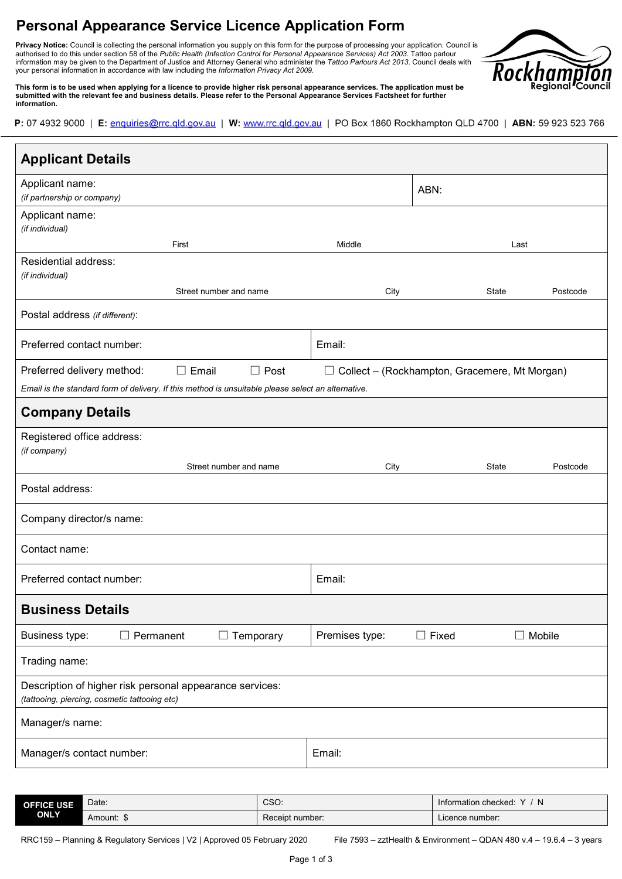# Personal Appearance Service Licence Application Form

**Privacy Notice:** Council is collecting the personal information you supply on this form for the purpose of processing your application. Council is authorised to do this under section 58 of the *Public Health (Infection Control for Personal Appearance Services) Act 2003*. Tattoo parlour information may be given to the Department of Justice and Attorney General who administer the *Tattoo Parlours Act 2013*. Council deals with your personal information in accordance with law including the *Information Privacy Act 2009*.

**This form is to be used when applying for a licence to provide higher risk personal appearance services. The application must be submitted with the relevant fee and business details. Please refer to the Personal Appearance Services Factsheet for further information.**

**P:** 07 4932 9000 | **E:** enquiries@rrc.qld.gov.au | **W:** www.rrc.qld.gov.au | PO Box 1860 Rockhampton QLD 4700 | **ABN:** 59 923 523 766

## Applicant Details

| | |
|---|---|
| Applicant name: *(if partnership or company)* | ABN: |
| Applicant name: *(if individual)* First / Middle / Last | |
| Residential address: *(if individual)* Street number and name / City / State / Postcode | |
| Postal address *(if different)*: | |
| Preferred contact number: | Email: |
| Preferred delivery method: ☐ Email ☐ Post ☐ Collect – (Rockhampton, Gracemere, Mt Morgan) | |

*Email is the standard form of delivery. If this method is unsuitable please select an alternative.*

## Company Details

| | |
|---|---|
| Registered office address: *(if company)* Street number and name / City / State / Postcode | |
| Postal address: | |
| Company director/s name: | |
| Contact name: | |
| Preferred contact number: | Email: |

## Business Details

| | |
|---|---|
| Business type: ☐ Permanent ☐ Temporary | Premises type: ☐ Fixed ☐ Mobile |
| Trading name: | |
| Description of higher risk personal appearance services: *(tattooing, piercing, cosmetic tattooing etc)* | |
| Manager/s name: | |
| Manager/s contact number: | Email: |

| **OFFICE USE ONLY** | Date: | CSO: | Information checked: Y / N |
|---|---|---|---|
| | Amount: $ | Receipt number: | Licence number: |

RRC159 – Planning & Regulatory Services | V2 | Approved 05 February 2020 File 7593 – zztHealth & Environment – QDAN 480 v.4 – 19.6.4 – 3 years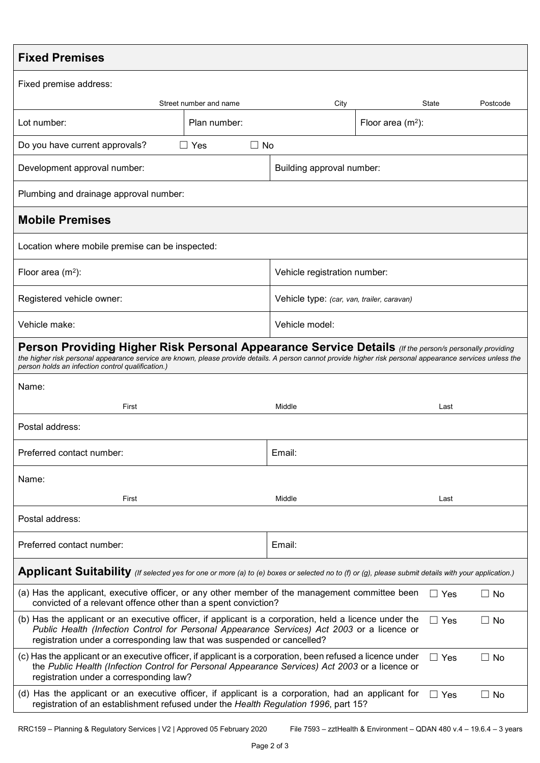## Fixed Premises

| Fixed premise address: | | | | |
|---|---|---|---|---|
| Street number and name | | City | State | Postcode |

| Lot number: | Plan number: | Floor area (m²): |
|---|---|---|

Do you have current approvals? ☐ Yes ☐ No

| Development approval number: | Building approval number: |
|---|---|

Plumbing and drainage approval number:

## Mobile Premises

Location where mobile premise can be inspected:

| Floor area (m²): | Vehicle registration number: |
|---|---|
| Registered vehicle owner: | Vehicle type: *(car, van, trailer, caravan)* |
| Vehicle make: | Vehicle model: |

## Person Providing Higher Risk Personal Appearance Service Details

*(If the person/s personally providing the higher risk personal appearance service are known, please provide details. A person cannot provide higher risk personal appearance services unless the person holds an infection control qualification.)*

| Name: | | |
|---|---|---|
| First | Middle | Last |

Postal address:

| Preferred contact number: | Email: |
|---|---|

| Name: | | |
|---|---|---|
| First | Middle | Last |

Postal address:

| Preferred contact number: | Email: |
|---|---|

## Applicant Suitability

*(If selected yes for one or more (a) to (e) boxes or selected no to (f) or (g), please submit details with your application.)*

| | | |
|---|---|---|
| (a) Has the applicant, executive officer, or any other member of the management committee been convicted of a relevant offence other than a spent conviction? | ☐ Yes | ☐ No |
| (b) Has the applicant or an executive officer, if applicant is a corporation, held a licence under the *Public Health (Infection Control for Personal Appearance Services) Act 2003* or a licence or registration under a corresponding law that was suspended or cancelled? | ☐ Yes | ☐ No |
| (c) Has the applicant or an executive officer, if applicant is a corporation, been refused a licence under the *Public Health (Infection Control for Personal Appearance Services) Act 2003* or a licence or registration under a corresponding law? | ☐ Yes | ☐ No |
| (d) Has the applicant or an executive officer, if applicant is a corporation, had an applicant for registration of an establishment refused under the *Health Regulation 1996*, part 15? | ☐ Yes | ☐ No |

RRC159 – Planning & Regulatory Services | V2 | Approved 05 February 2020 File 7593 – zztHealth & Environment – QDAN 480 v.4 – 19.6.4 – 3 years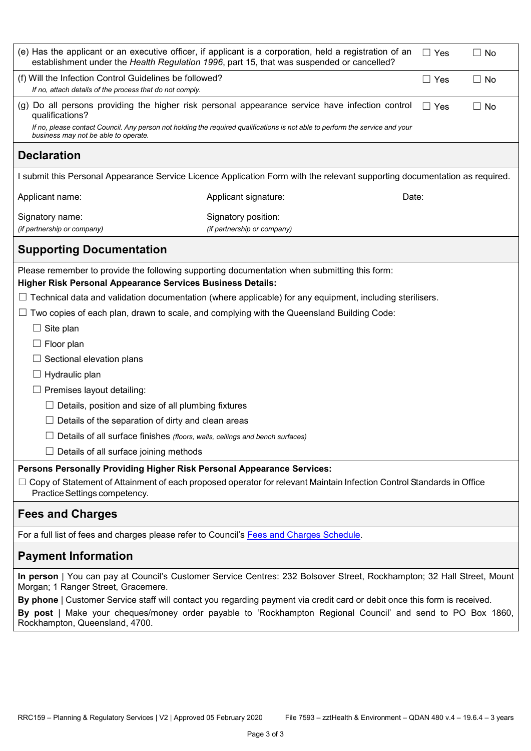| | | |
|---|---|---|
| (e) Has the applicant or an executive officer, if applicant is a corporation, held a registration of an establishment under the *Health Regulation 1996*, part 15, that was suspended or cancelled? | ☐ Yes | ☐ No |
| (f) Will the Infection Control Guidelines be followed?<br>*If no, attach details of the process that do not comply.* | ☐ Yes | ☐ No |
| (g) Do all persons providing the higher risk personal appearance service have infection control qualifications?<br>*If no, please contact Council. Any person not holding the required qualifications is not able to perform the service and your business may not be able to operate.* | ☐ Yes | ☐ No |

## Declaration

I submit this Personal Appearance Service Licence Application Form with the relevant supporting documentation as required.

| | | |
|---|---|---|
| Applicant name: | Applicant signature: | Date: |
| Signatory name:<br>*(if partnership or company)* | Signatory position:<br>*(if partnership or company)* | |

## Supporting Documentation

Please remember to provide the following supporting documentation when submitting this form:

**Higher Risk Personal Appearance Services Business Details:**

- ☐ Technical data and validation documentation (where applicable) for any equipment, including sterilisers.
- ☐ Two copies of each plan, drawn to scale, and complying with the Queensland Building Code:
  - ☐ Site plan
  - ☐ Floor plan
  - ☐ Sectional elevation plans
  - ☐ Hydraulic plan
  - ☐ Premises layout detailing:
    - ☐ Details, position and size of all plumbing fixtures
    - ☐ Details of the separation of dirty and clean areas
    - ☐ Details of all surface finishes *(floors, walls, ceilings and bench surfaces)*
    - ☐ Details of all surface joining methods

**Persons Personally Providing Higher Risk Personal Appearance Services:**

- ☐ Copy of Statement of Attainment of each proposed operator for relevant Maintain Infection Control Standards in Office Practice Settings competency.

## Fees and Charges

For a full list of fees and charges please refer to Council's Fees and Charges Schedule.

## Payment Information

**In person** | You can pay at Council's Customer Service Centres: 232 Bolsover Street, Rockhampton; 32 Hall Street, Mount Morgan; 1 Ranger Street, Gracemere.

**By phone** | Customer Service staff will contact you regarding payment via credit card or debit once this form is received.

**By post** | Make your cheques/money order payable to 'Rockhampton Regional Council' and send to PO Box 1860, Rockhampton, Queensland, 4700.

RRC159 – Planning & Regulatory Services | V2 | Approved 05 February 2020 File 7593 – zztHealth & Environment – QDAN 480 v.4 – 19.6.4 – 3 years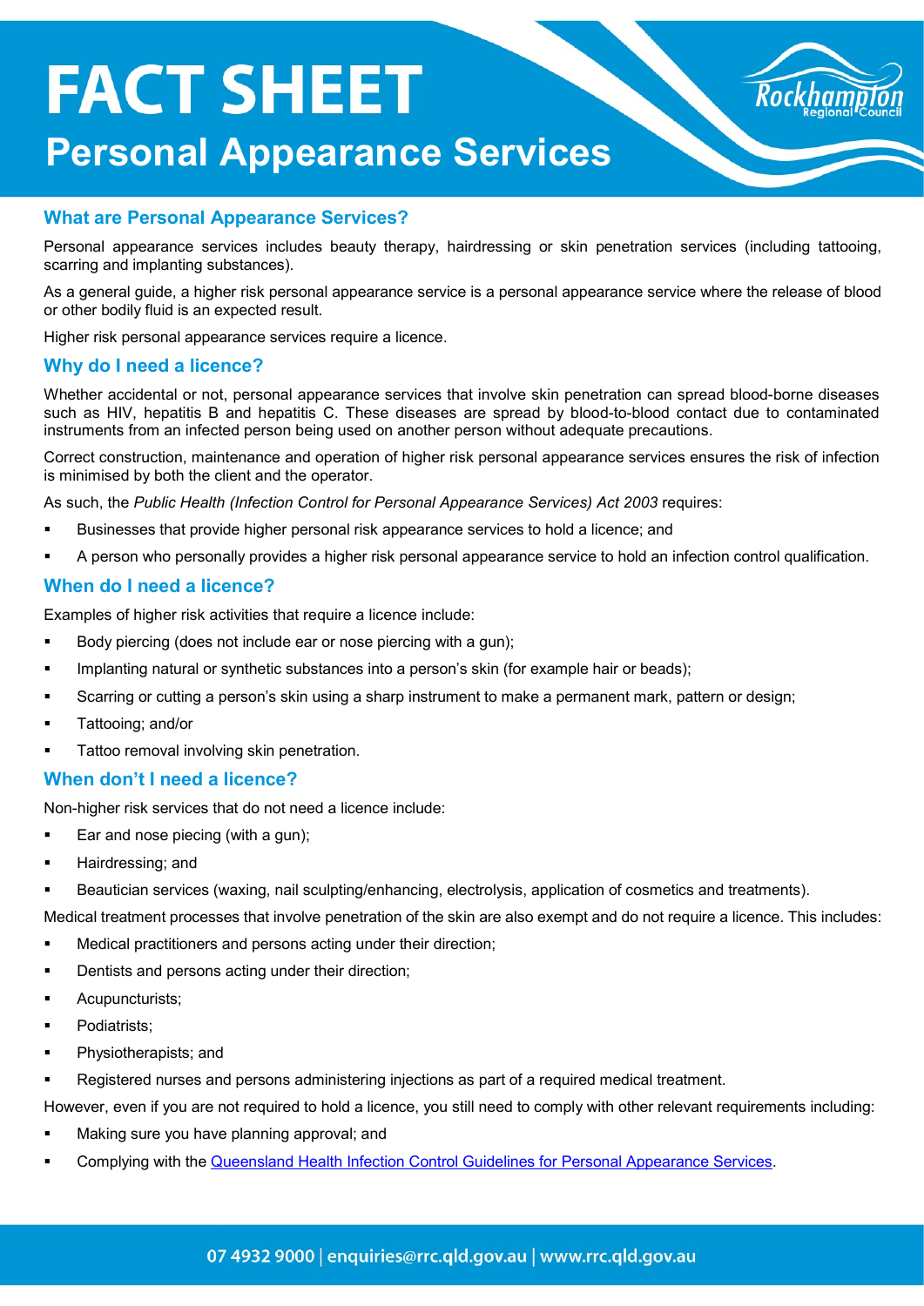# FACT SHEET

## Personal Appearance Services

### What are Personal Appearance Services?

Personal appearance services includes beauty therapy, hairdressing or skin penetration services (including tattooing, scarring and implanting substances).

As a general guide, a higher risk personal appearance service is a personal appearance service where the release of blood or other bodily fluid is an expected result.

Higher risk personal appearance services require a licence.

### Why do I need a licence?

Whether accidental or not, personal appearance services that involve skin penetration can spread blood-borne diseases such as HIV, hepatitis B and hepatitis C. These diseases are spread by blood-to-blood contact due to contaminated instruments from an infected person being used on another person without adequate precautions.

Correct construction, maintenance and operation of higher risk personal appearance services ensures the risk of infection is minimised by both the client and the operator.

As such, the *Public Health (Infection Control for Personal Appearance Services) Act 2003* requires:

- Businesses that provide higher personal risk appearance services to hold a licence; and
- A person who personally provides a higher risk personal appearance service to hold an infection control qualification.

### When do I need a licence?

Examples of higher risk activities that require a licence include:

- Body piercing (does not include ear or nose piercing with a gun);
- Implanting natural or synthetic substances into a person's skin (for example hair or beads);
- Scarring or cutting a person's skin using a sharp instrument to make a permanent mark, pattern or design;
- Tattooing; and/or
- Tattoo removal involving skin penetration.

### When don't I need a licence?

Non-higher risk services that do not need a licence include:

- Ear and nose piecing (with a gun);
- Hairdressing; and
- Beautician services (waxing, nail sculpting/enhancing, electrolysis, application of cosmetics and treatments).

Medical treatment processes that involve penetration of the skin are also exempt and do not require a licence. This includes:

- Medical practitioners and persons acting under their direction;
- Dentists and persons acting under their direction;
- Acupuncturists;
- Podiatrists;
- Physiotherapists; and
- Registered nurses and persons administering injections as part of a required medical treatment.

However, even if you are not required to hold a licence, you still need to comply with other relevant requirements including:

- Making sure you have planning approval; and
- Complying with the Queensland Health Infection Control Guidelines for Personal Appearance Services.

07 4932 9000 | enquiries@rrc.qld.gov.au | www.rrc.qld.gov.au